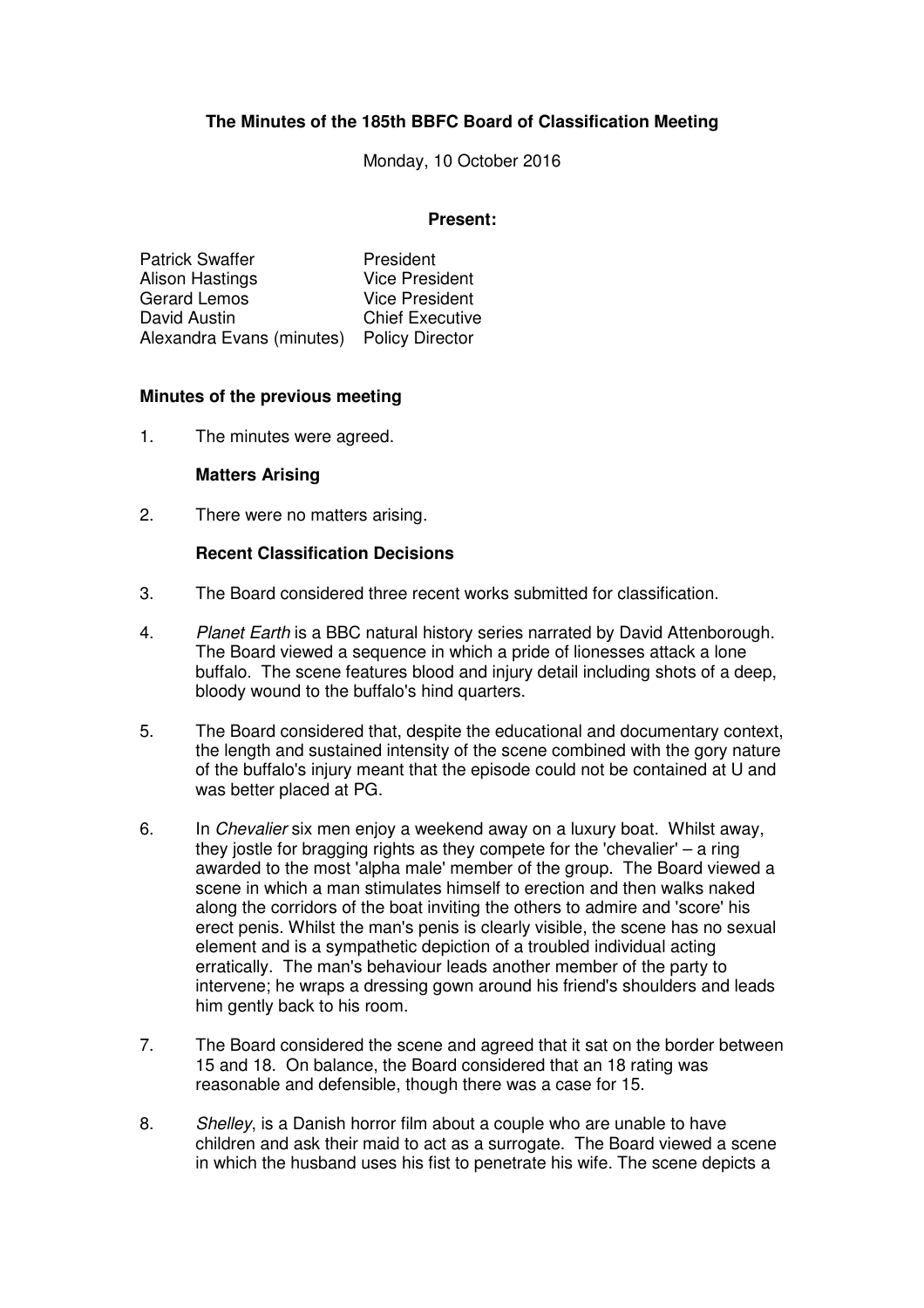**The Minutes of the 185th BBFC Board of Classification Meeting**

Monday, 10 October 2016

**Present:**

| | |
|---|---|
| Patrick Swaffer | President |
| Alison Hastings | Vice President |
| Gerard Lemos | Vice President |
| David Austin | Chief Executive |
| Alexandra Evans (minutes) | Policy Director |

**Minutes of the previous meeting**

1. The minutes were agreed.

**Matters Arising**

2. There were no matters arising.

**Recent Classification Decisions**

3. The Board considered three recent works submitted for classification.

4. *Planet Earth* is a BBC natural history series narrated by David Attenborough. The Board viewed a sequence in which a pride of lionesses attack a lone buffalo. The scene features blood and injury detail including shots of a deep, bloody wound to the buffalo's hind quarters.

5. The Board considered that, despite the educational and documentary context, the length and sustained intensity of the scene combined with the gory nature of the buffalo's injury meant that the episode could not be contained at U and was better placed at PG.

6. In *Chevalier* six men enjoy a weekend away on a luxury boat. Whilst away, they jostle for bragging rights as they compete for the 'chevalier' – a ring awarded to the most 'alpha male' member of the group. The Board viewed a scene in which a man stimulates himself to erection and then walks naked along the corridors of the boat inviting the others to admire and 'score' his erect penis. Whilst the man's penis is clearly visible, the scene has no sexual element and is a sympathetic depiction of a troubled individual acting erratically. The man's behaviour leads another member of the party to intervene; he wraps a dressing gown around his friend's shoulders and leads him gently back to his room.

7. The Board considered the scene and agreed that it sat on the border between 15 and 18. On balance, the Board considered that an 18 rating was reasonable and defensible, though there was a case for 15.

8. *Shelley*, is a Danish horror film about a couple who are unable to have children and ask their maid to act as a surrogate. The Board viewed a scene in which the husband uses his fist to penetrate his wife. The scene depicts a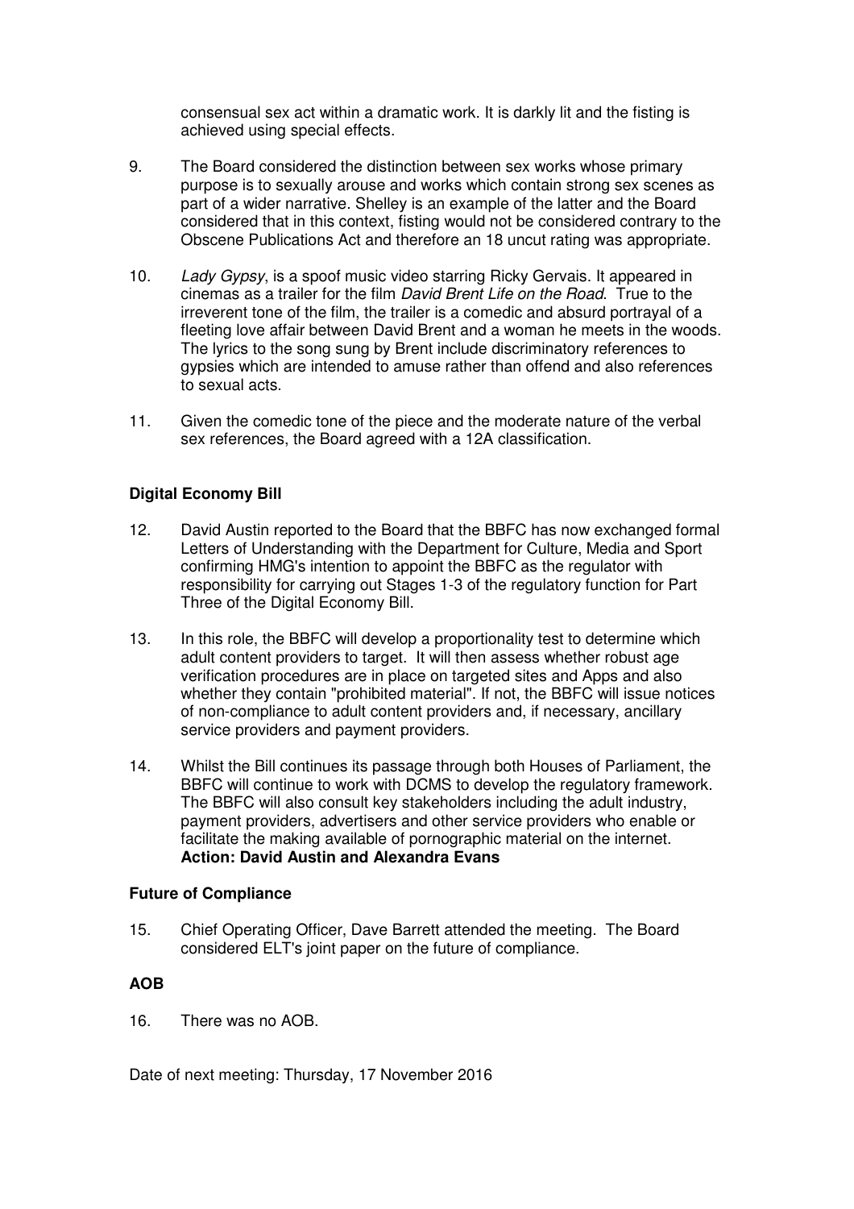consensual sex act within a dramatic work. It is darkly lit and the fisting is achieved using special effects.

9. The Board considered the distinction between sex works whose primary purpose is to sexually arouse and works which contain strong sex scenes as part of a wider narrative. Shelley is an example of the latter and the Board considered that in this context, fisting would not be considered contrary to the Obscene Publications Act and therefore an 18 uncut rating was appropriate.

10. *Lady Gypsy*, is a spoof music video starring Ricky Gervais. It appeared in cinemas as a trailer for the film *David Brent Life on the Road*. True to the irreverent tone of the film, the trailer is a comedic and absurd portrayal of a fleeting love affair between David Brent and a woman he meets in the woods. The lyrics to the song sung by Brent include discriminatory references to gypsies which are intended to amuse rather than offend and also references to sexual acts.

11. Given the comedic tone of the piece and the moderate nature of the verbal sex references, the Board agreed with a 12A classification.

**Digital Economy Bill**

12. David Austin reported to the Board that the BBFC has now exchanged formal Letters of Understanding with the Department for Culture, Media and Sport confirming HMG's intention to appoint the BBFC as the regulator with responsibility for carrying out Stages 1-3 of the regulatory function for Part Three of the Digital Economy Bill.

13. In this role, the BBFC will develop a proportionality test to determine which adult content providers to target. It will then assess whether robust age verification procedures are in place on targeted sites and Apps and also whether they contain "prohibited material". If not, the BBFC will issue notices of non-compliance to adult content providers and, if necessary, ancillary service providers and payment providers.

14. Whilst the Bill continues its passage through both Houses of Parliament, the BBFC will continue to work with DCMS to develop the regulatory framework. The BBFC will also consult key stakeholders including the adult industry, payment providers, advertisers and other service providers who enable or facilitate the making available of pornographic material on the internet.
**Action: David Austin and Alexandra Evans**

**Future of Compliance**

15. Chief Operating Officer, Dave Barrett attended the meeting. The Board considered ELT's joint paper on the future of compliance.

**AOB**

16. There was no AOB.

Date of next meeting: Thursday, 17 November 2016